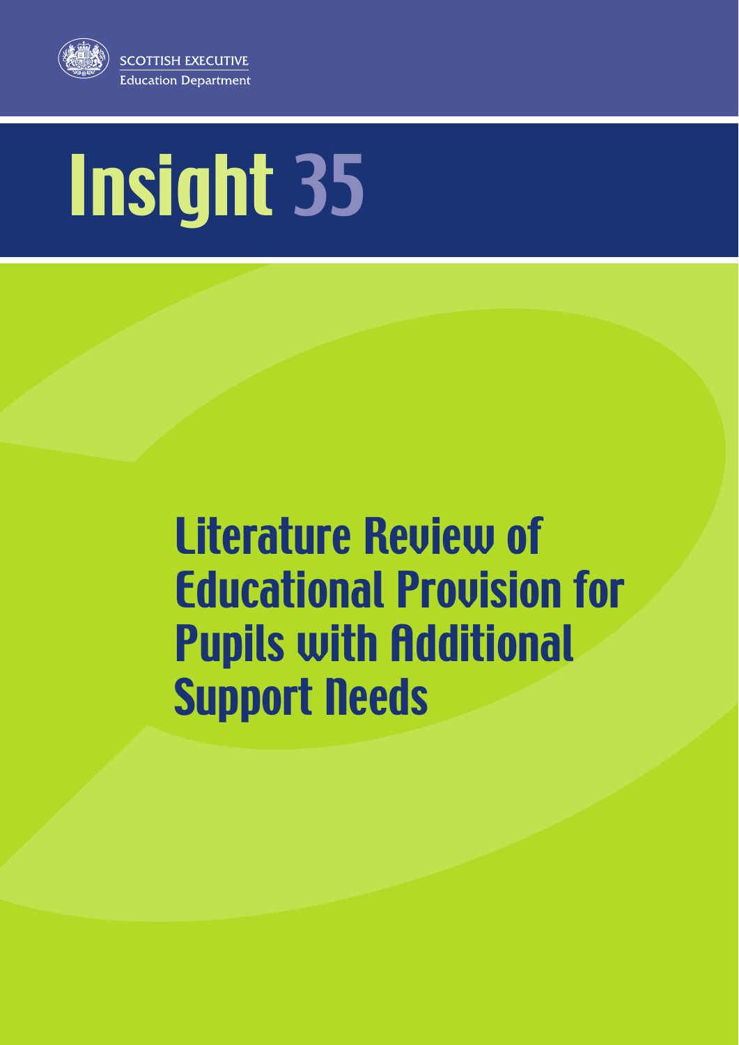SCOTTISH EXECUTIVE

Education Department

# Insight 35

## Literature Review of Educational Provision for Pupils with Additional Support Needs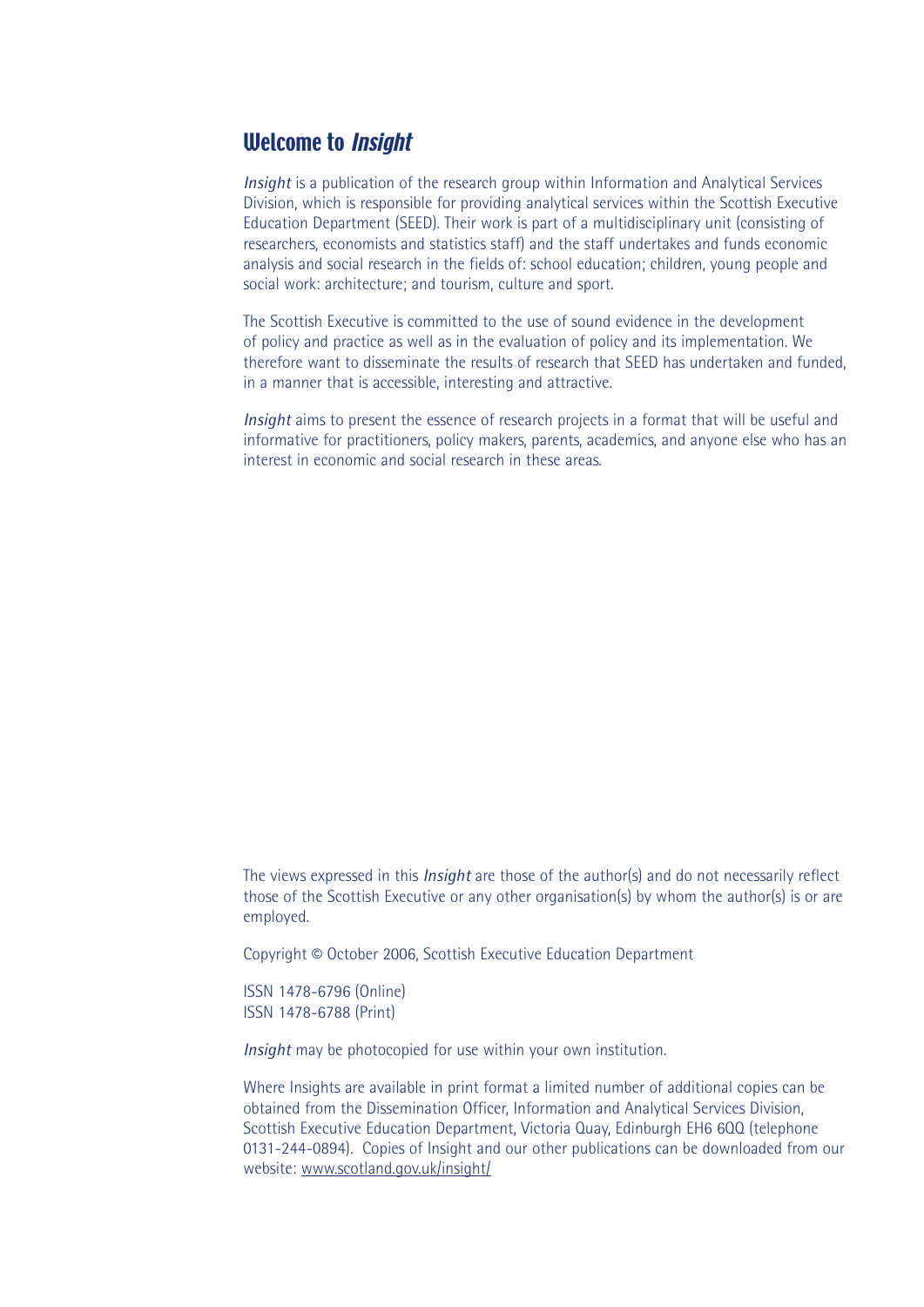## Welcome to *Insight*

*Insight* is a publication of the research group within Information and Analytical Services Division, which is responsible for providing analytical services within the Scottish Executive Education Department (SEED). Their work is part of a multidisciplinary unit (consisting of researchers, economists and statistics staff) and the staff undertakes and funds economic analysis and social research in the fields of: school education; children, young people and social work: architecture; and tourism, culture and sport.

The Scottish Executive is committed to the use of sound evidence in the development of policy and practice as well as in the evaluation of policy and its implementation. We therefore want to disseminate the results of research that SEED has undertaken and funded, in a manner that is accessible, interesting and attractive.

*Insight* aims to present the essence of research projects in a format that will be useful and informative for practitioners, policy makers, parents, academics, and anyone else who has an interest in economic and social research in these areas.

The views expressed in this *Insight* are those of the author(s) and do not necessarily reflect those of the Scottish Executive or any other organisation(s) by whom the author(s) is or are employed.

Copyright © October 2006, Scottish Executive Education Department

ISSN 1478-6796 (Online)
ISSN 1478-6788 (Print)

*Insight* may be photocopied for use within your own institution.

Where Insights are available in print format a limited number of additional copies can be obtained from the Dissemination Officer, Information and Analytical Services Division, Scottish Executive Education Department, Victoria Quay, Edinburgh EH6 6QQ (telephone 0131-244-0894). Copies of Insight and our other publications can be downloaded from our website: www.scotland.gov.uk/insight/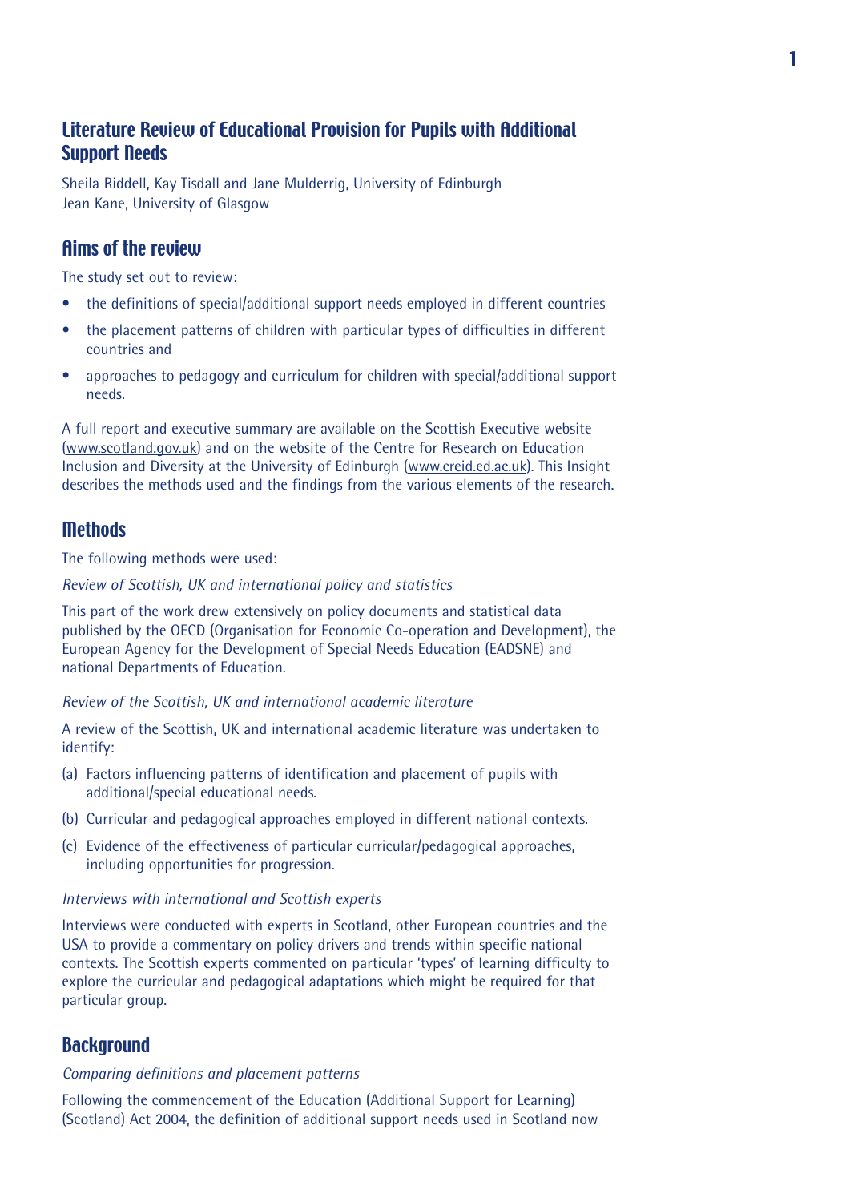# Literature Review of Educational Provision for Pupils with Additional Support Needs

Sheila Riddell, Kay Tisdall and Jane Mulderrig, University of Edinburgh
Jean Kane, University of Glasgow

## Aims of the review

The study set out to review:

- the definitions of special/additional support needs employed in different countries
- the placement patterns of children with particular types of difficulties in different countries and
- approaches to pedagogy and curriculum for children with special/additional support needs.

A full report and executive summary are available on the Scottish Executive website (www.scotland.gov.uk) and on the website of the Centre for Research on Education Inclusion and Diversity at the University of Edinburgh (www.creid.ed.ac.uk). This Insight describes the methods used and the findings from the various elements of the research.

## Methods

The following methods were used:

*Review of Scottish, UK and international policy and statistics*

This part of the work drew extensively on policy documents and statistical data published by the OECD (Organisation for Economic Co-operation and Development), the European Agency for the Development of Special Needs Education (EADSNE) and national Departments of Education.

*Review of the Scottish, UK and international academic literature*

A review of the Scottish, UK and international academic literature was undertaken to identify:

(a) Factors influencing patterns of identification and placement of pupils with additional/special educational needs.

(b) Curricular and pedagogical approaches employed in different national contexts.

(c) Evidence of the effectiveness of particular curricular/pedagogical approaches, including opportunities for progression.

*Interviews with international and Scottish experts*

Interviews were conducted with experts in Scotland, other European countries and the USA to provide a commentary on policy drivers and trends within specific national contexts. The Scottish experts commented on particular 'types' of learning difficulty to explore the curricular and pedagogical adaptations which might be required for that particular group.

## Background

*Comparing definitions and placement patterns*

Following the commencement of the Education (Additional Support for Learning) (Scotland) Act 2004, the definition of additional support needs used in Scotland now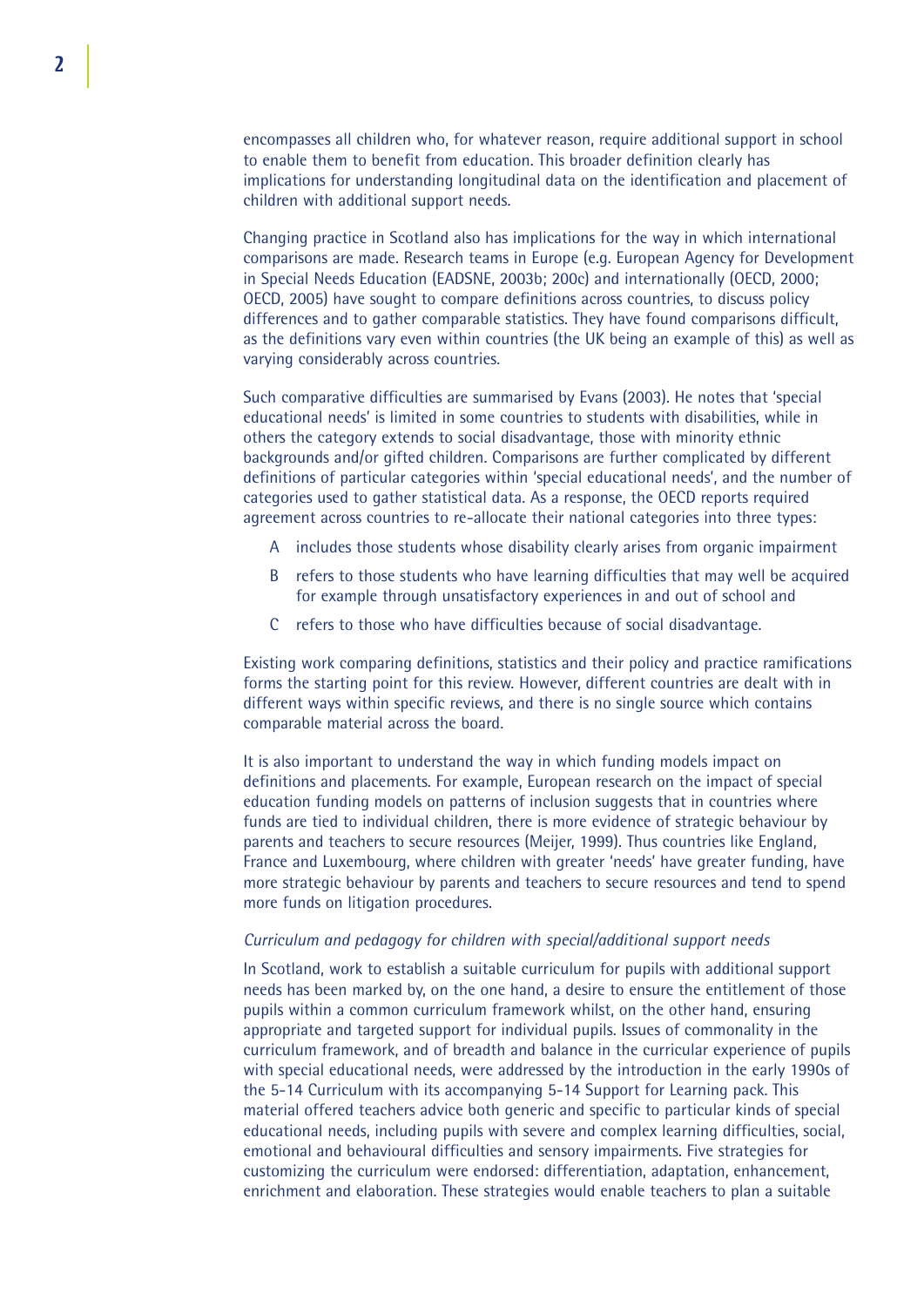encompasses all children who, for whatever reason, require additional support in school to enable them to benefit from education. This broader definition clearly has implications for understanding longitudinal data on the identification and placement of children with additional support needs.

Changing practice in Scotland also has implications for the way in which international comparisons are made. Research teams in Europe (e.g. European Agency for Development in Special Needs Education (EADSNE, 2003b; 200c) and internationally (OECD, 2000; OECD, 2005) have sought to compare definitions across countries, to discuss policy differences and to gather comparable statistics. They have found comparisons difficult, as the definitions vary even within countries (the UK being an example of this) as well as varying considerably across countries.

Such comparative difficulties are summarised by Evans (2003). He notes that 'special educational needs' is limited in some countries to students with disabilities, while in others the category extends to social disadvantage, those with minority ethnic backgrounds and/or gifted children. Comparisons are further complicated by different definitions of particular categories within 'special educational needs', and the number of categories used to gather statistical data. As a response, the OECD reports required agreement across countries to re-allocate their national categories into three types:

A includes those students whose disability clearly arises from organic impairment

B refers to those students who have learning difficulties that may well be acquired for example through unsatisfactory experiences in and out of school and

C refers to those who have difficulties because of social disadvantage.

Existing work comparing definitions, statistics and their policy and practice ramifications forms the starting point for this review. However, different countries are dealt with in different ways within specific reviews, and there is no single source which contains comparable material across the board.

It is also important to understand the way in which funding models impact on definitions and placements. For example, European research on the impact of special education funding models on patterns of inclusion suggests that in countries where funds are tied to individual children, there is more evidence of strategic behaviour by parents and teachers to secure resources (Meijer, 1999). Thus countries like England, France and Luxembourg, where children with greater 'needs' have greater funding, have more strategic behaviour by parents and teachers to secure resources and tend to spend more funds on litigation procedures.

*Curriculum and pedagogy for children with special/additional support needs*

In Scotland, work to establish a suitable curriculum for pupils with additional support needs has been marked by, on the one hand, a desire to ensure the entitlement of those pupils within a common curriculum framework whilst, on the other hand, ensuring appropriate and targeted support for individual pupils. Issues of commonality in the curriculum framework, and of breadth and balance in the curricular experience of pupils with special educational needs, were addressed by the introduction in the early 1990s of the 5-14 Curriculum with its accompanying 5-14 Support for Learning pack. This material offered teachers advice both generic and specific to particular kinds of special educational needs, including pupils with severe and complex learning difficulties, social, emotional and behavioural difficulties and sensory impairments. Five strategies for customizing the curriculum were endorsed: differentiation, adaptation, enhancement, enrichment and elaboration. These strategies would enable teachers to plan a suitable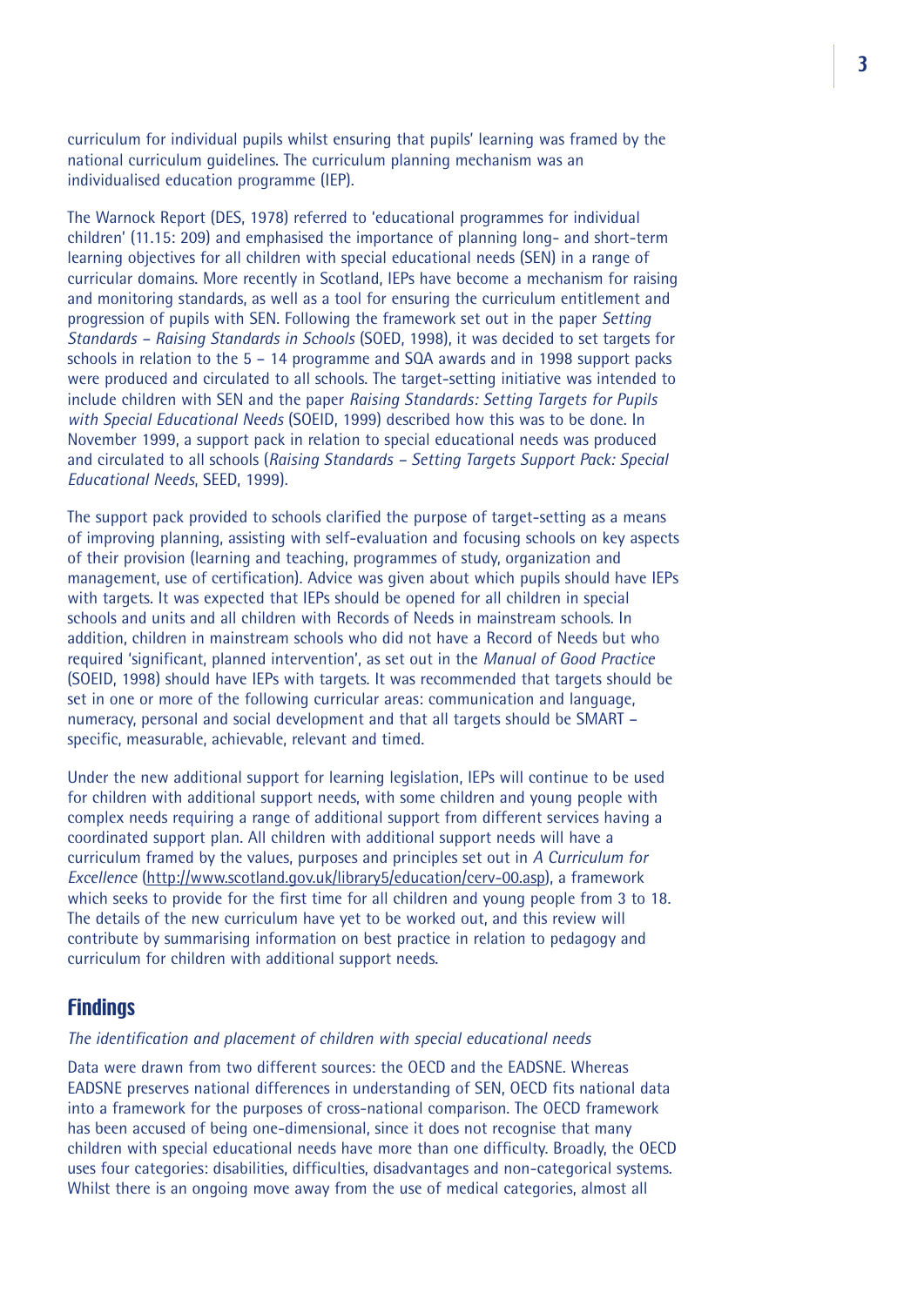curriculum for individual pupils whilst ensuring that pupils' learning was framed by the national curriculum guidelines. The curriculum planning mechanism was an individualised education programme (IEP).

The Warnock Report (DES, 1978) referred to 'educational programmes for individual children' (11.15: 209) and emphasised the importance of planning long- and short-term learning objectives for all children with special educational needs (SEN) in a range of curricular domains. More recently in Scotland, IEPs have become a mechanism for raising and monitoring standards, as well as a tool for ensuring the curriculum entitlement and progression of pupils with SEN. Following the framework set out in the paper *Setting Standards – Raising Standards in Schools* (SOED, 1998), it was decided to set targets for schools in relation to the 5 – 14 programme and SQA awards and in 1998 support packs were produced and circulated to all schools. The target-setting initiative was intended to include children with SEN and the paper *Raising Standards: Setting Targets for Pupils with Special Educational Needs* (SOEID, 1999) described how this was to be done. In November 1999, a support pack in relation to special educational needs was produced and circulated to all schools (*Raising Standards – Setting Targets Support Pack: Special Educational Needs*, SEED, 1999).

The support pack provided to schools clarified the purpose of target-setting as a means of improving planning, assisting with self-evaluation and focusing schools on key aspects of their provision (learning and teaching, programmes of study, organization and management, use of certification). Advice was given about which pupils should have IEPs with targets. It was expected that IEPs should be opened for all children in special schools and units and all children with Records of Needs in mainstream schools. In addition, children in mainstream schools who did not have a Record of Needs but who required 'significant, planned intervention', as set out in the *Manual of Good Practice* (SOEID, 1998) should have IEPs with targets. It was recommended that targets should be set in one or more of the following curricular areas: communication and language, numeracy, personal and social development and that all targets should be SMART – specific, measurable, achievable, relevant and timed.

Under the new additional support for learning legislation, IEPs will continue to be used for children with additional support needs, with some children and young people with complex needs requiring a range of additional support from different services having a coordinated support plan. All children with additional support needs will have a curriculum framed by the values, purposes and principles set out in *A Curriculum for Excellence* (http://www.scotland.gov.uk/library5/education/cerv-00.asp), a framework which seeks to provide for the first time for all children and young people from 3 to 18. The details of the new curriculum have yet to be worked out, and this review will contribute by summarising information on best practice in relation to pedagogy and curriculum for children with additional support needs.

## Findings

*The identification and placement of children with special educational needs*

Data were drawn from two different sources: the OECD and the EADSNE. Whereas EADSNE preserves national differences in understanding of SEN, OECD fits national data into a framework for the purposes of cross-national comparison. The OECD framework has been accused of being one-dimensional, since it does not recognise that many children with special educational needs have more than one difficulty. Broadly, the OECD uses four categories: disabilities, difficulties, disadvantages and non-categorical systems. Whilst there is an ongoing move away from the use of medical categories, almost all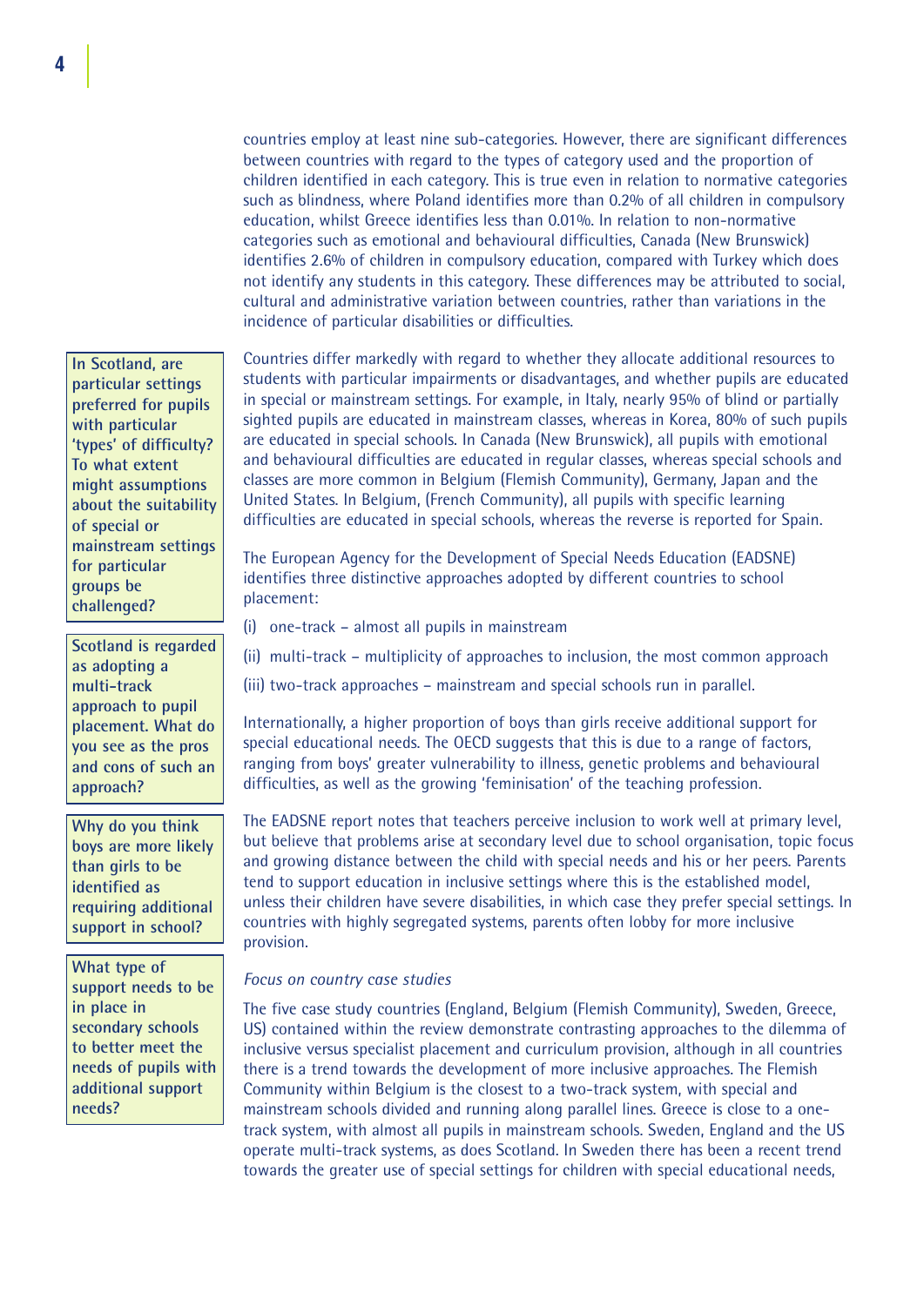countries employ at least nine sub-categories. However, there are significant differences between countries with regard to the types of category used and the proportion of children identified in each category. This is true even in relation to normative categories such as blindness, where Poland identifies more than 0.2% of all children in compulsory education, whilst Greece identifies less than 0.01%. In relation to non-normative categories such as emotional and behavioural difficulties, Canada (New Brunswick) identifies 2.6% of children in compulsory education, compared with Turkey which does not identify any students in this category. These differences may be attributed to social, cultural and administrative variation between countries, rather than variations in the incidence of particular disabilities or difficulties.

**In Scotland, are particular settings preferred for pupils with particular 'types' of difficulty? To what extent might assumptions about the suitability of special or mainstream settings for particular groups be challenged?**

Countries differ markedly with regard to whether they allocate additional resources to students with particular impairments or disadvantages, and whether pupils are educated in special or mainstream settings. For example, in Italy, nearly 95% of blind or partially sighted pupils are educated in mainstream classes, whereas in Korea, 80% of such pupils are educated in special schools. In Canada (New Brunswick), all pupils with emotional and behavioural difficulties are educated in regular classes, whereas special schools and classes are more common in Belgium (Flemish Community), Germany, Japan and the United States. In Belgium, (French Community), all pupils with specific learning difficulties are educated in special schools, whereas the reverse is reported for Spain.

**Scotland is regarded as adopting a multi-track approach to pupil placement. What do you see as the pros and cons of such an approach?**

The European Agency for the Development of Special Needs Education (EADSNE) identifies three distinctive approaches adopted by different countries to school placement:

(i) one-track – almost all pupils in mainstream

(ii) multi-track – multiplicity of approaches to inclusion, the most common approach

(iii) two-track approaches – mainstream and special schools run in parallel.

**Why do you think boys are more likely than girls to be identified as requiring additional support in school?**

Internationally, a higher proportion of boys than girls receive additional support for special educational needs. The OECD suggests that this is due to a range of factors, ranging from boys' greater vulnerability to illness, genetic problems and behavioural difficulties, as well as the growing 'feminisation' of the teaching profession.

**What type of support needs to be in place in secondary schools to better meet the needs of pupils with additional support needs?**

The EADSNE report notes that teachers perceive inclusion to work well at primary level, but believe that problems arise at secondary level due to school organisation, topic focus and growing distance between the child with special needs and his or her peers. Parents tend to support education in inclusive settings where this is the established model, unless their children have severe disabilities, in which case they prefer special settings. In countries with highly segregated systems, parents often lobby for more inclusive provision.

*Focus on country case studies*

The five case study countries (England, Belgium (Flemish Community), Sweden, Greece, US) contained within the review demonstrate contrasting approaches to the dilemma of inclusive versus specialist placement and curriculum provision, although in all countries there is a trend towards the development of more inclusive approaches. The Flemish Community within Belgium is the closest to a two-track system, with special and mainstream schools divided and running along parallel lines. Greece is close to a one-track system, with almost all pupils in mainstream schools. Sweden, England and the US operate multi-track systems, as does Scotland. In Sweden there has been a recent trend towards the greater use of special settings for children with special educational needs,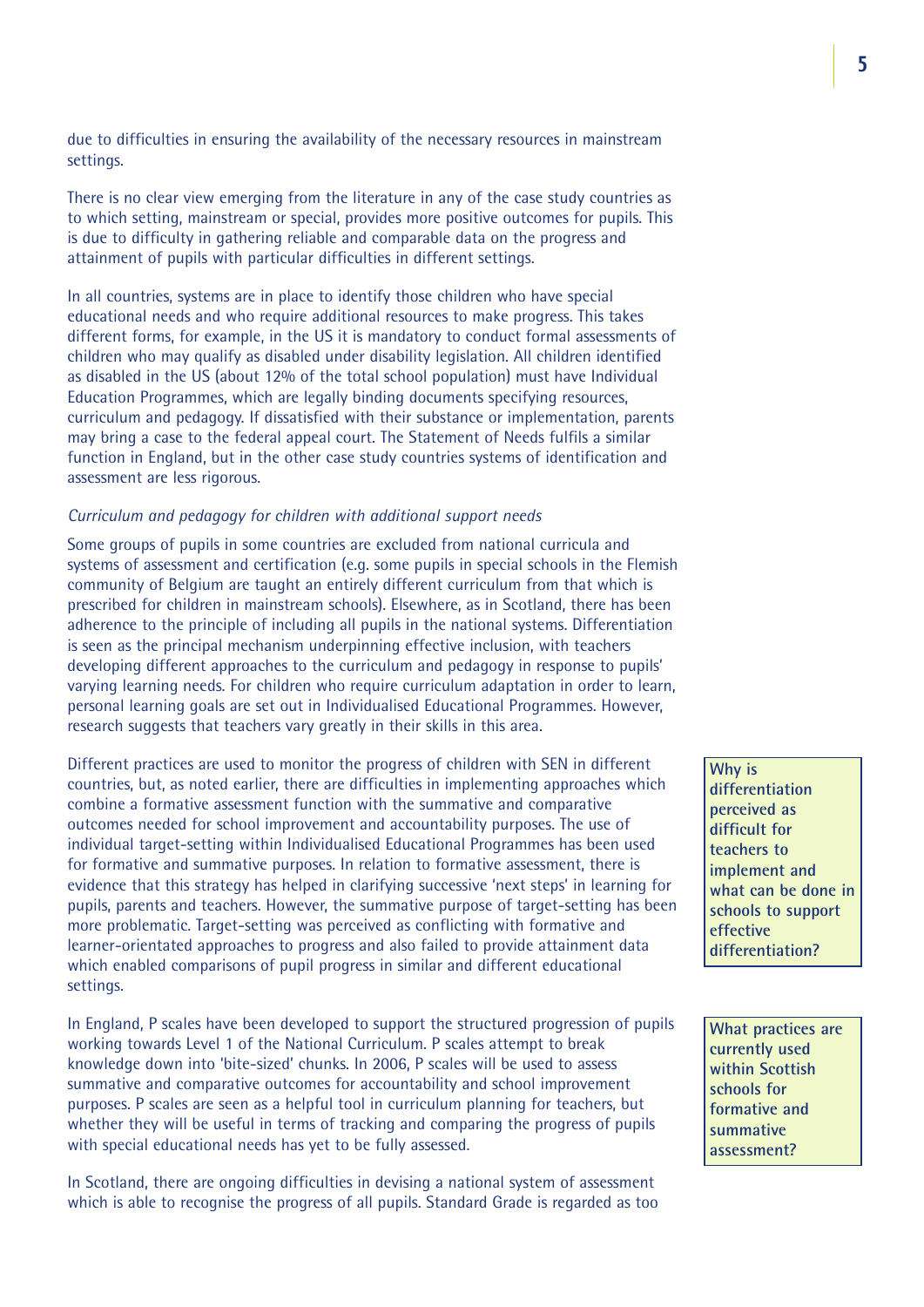due to difficulties in ensuring the availability of the necessary resources in mainstream settings.

There is no clear view emerging from the literature in any of the case study countries as to which setting, mainstream or special, provides more positive outcomes for pupils. This is due to difficulty in gathering reliable and comparable data on the progress and attainment of pupils with particular difficulties in different settings.

In all countries, systems are in place to identify those children who have special educational needs and who require additional resources to make progress. This takes different forms, for example, in the US it is mandatory to conduct formal assessments of children who may qualify as disabled under disability legislation. All children identified as disabled in the US (about 12% of the total school population) must have Individual Education Programmes, which are legally binding documents specifying resources, curriculum and pedagogy. If dissatisfied with their substance or implementation, parents may bring a case to the federal appeal court. The Statement of Needs fulfils a similar function in England, but in the other case study countries systems of identification and assessment are less rigorous.

*Curriculum and pedagogy for children with additional support needs*

Some groups of pupils in some countries are excluded from national curricula and systems of assessment and certification (e.g. some pupils in special schools in the Flemish community of Belgium are taught an entirely different curriculum from that which is prescribed for children in mainstream schools). Elsewhere, as in Scotland, there has been adherence to the principle of including all pupils in the national systems. Differentiation is seen as the principal mechanism underpinning effective inclusion, with teachers developing different approaches to the curriculum and pedagogy in response to pupils' varying learning needs. For children who require curriculum adaptation in order to learn, personal learning goals are set out in Individualised Educational Programmes. However, research suggests that teachers vary greatly in their skills in this area.

**Why is differentiation perceived as difficult for teachers to implement and what can be done in schools to support effective differentiation?**

Different practices are used to monitor the progress of children with SEN in different countries, but, as noted earlier, there are difficulties in implementing approaches which combine a formative assessment function with the summative and comparative outcomes needed for school improvement and accountability purposes. The use of individual target-setting within Individualised Educational Programmes has been used for formative and summative purposes. In relation to formative assessment, there is evidence that this strategy has helped in clarifying successive 'next steps' in learning for pupils, parents and teachers. However, the summative purpose of target-setting has been more problematic. Target-setting was perceived as conflicting with formative and learner-orientated approaches to progress and also failed to provide attainment data which enabled comparisons of pupil progress in similar and different educational settings.

**What practices are currently used within Scottish schools for formative and summative assessment?**

In England, P scales have been developed to support the structured progression of pupils working towards Level 1 of the National Curriculum. P scales attempt to break knowledge down into 'bite-sized' chunks. In 2006, P scales will be used to assess summative and comparative outcomes for accountability and school improvement purposes. P scales are seen as a helpful tool in curriculum planning for teachers, but whether they will be useful in terms of tracking and comparing the progress of pupils with special educational needs has yet to be fully assessed.

In Scotland, there are ongoing difficulties in devising a national system of assessment which is able to recognise the progress of all pupils. Standard Grade is regarded as too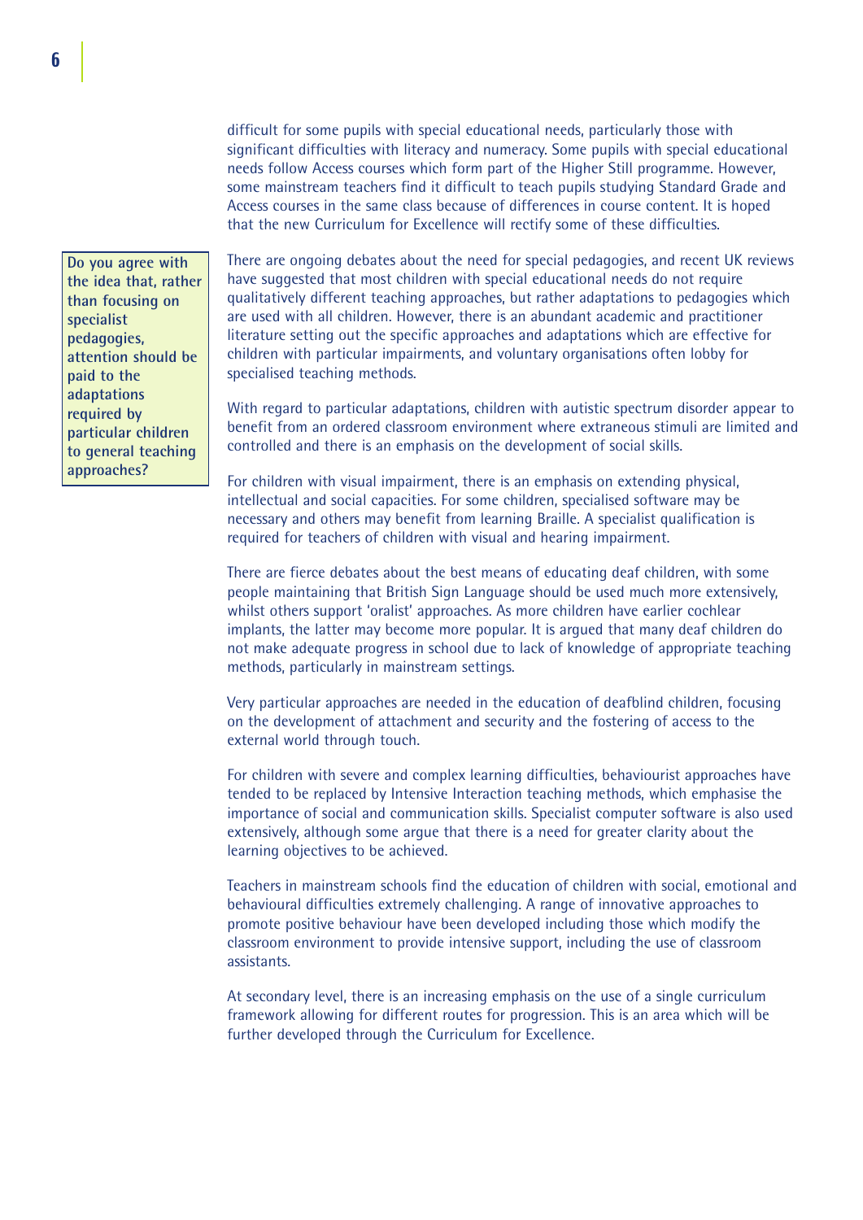difficult for some pupils with special educational needs, particularly those with significant difficulties with literacy and numeracy. Some pupils with special educational needs follow Access courses which form part of the Higher Still programme. However, some mainstream teachers find it difficult to teach pupils studying Standard Grade and Access courses in the same class because of differences in course content. It is hoped that the new Curriculum for Excellence will rectify some of these difficulties.

**Do you agree with the idea that, rather than focusing on specialist pedagogies, attention should be paid to the adaptations required by particular children to general teaching approaches?**

There are ongoing debates about the need for special pedagogies, and recent UK reviews have suggested that most children with special educational needs do not require qualitatively different teaching approaches, but rather adaptations to pedagogies which are used with all children. However, there is an abundant academic and practitioner literature setting out the specific approaches and adaptations which are effective for children with particular impairments, and voluntary organisations often lobby for specialised teaching methods.

With regard to particular adaptations, children with autistic spectrum disorder appear to benefit from an ordered classroom environment where extraneous stimuli are limited and controlled and there is an emphasis on the development of social skills.

For children with visual impairment, there is an emphasis on extending physical, intellectual and social capacities. For some children, specialised software may be necessary and others may benefit from learning Braille. A specialist qualification is required for teachers of children with visual and hearing impairment.

There are fierce debates about the best means of educating deaf children, with some people maintaining that British Sign Language should be used much more extensively, whilst others support 'oralist' approaches. As more children have earlier cochlear implants, the latter may become more popular. It is argued that many deaf children do not make adequate progress in school due to lack of knowledge of appropriate teaching methods, particularly in mainstream settings.

Very particular approaches are needed in the education of deafblind children, focusing on the development of attachment and security and the fostering of access to the external world through touch.

For children with severe and complex learning difficulties, behaviourist approaches have tended to be replaced by Intensive Interaction teaching methods, which emphasise the importance of social and communication skills. Specialist computer software is also used extensively, although some argue that there is a need for greater clarity about the learning objectives to be achieved.

Teachers in mainstream schools find the education of children with social, emotional and behavioural difficulties extremely challenging. A range of innovative approaches to promote positive behaviour have been developed including those which modify the classroom environment to provide intensive support, including the use of classroom assistants.

At secondary level, there is an increasing emphasis on the use of a single curriculum framework allowing for different routes for progression. This is an area which will be further developed through the Curriculum for Excellence.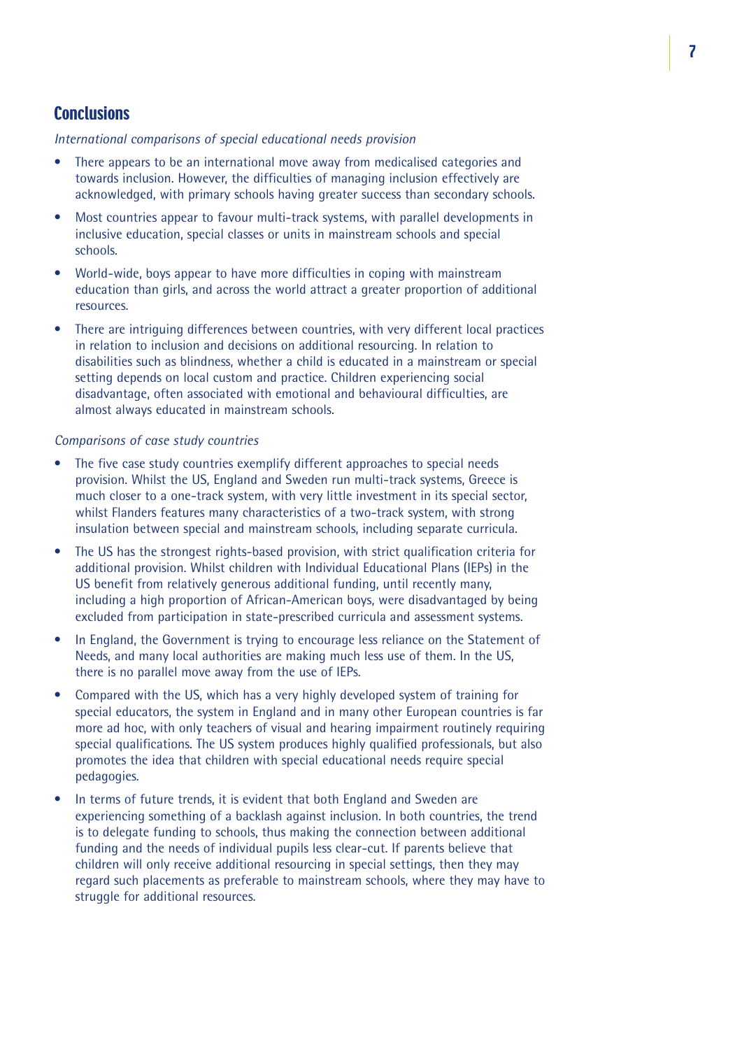## Conclusions

*International comparisons of special educational needs provision*

- There appears to be an international move away from medicalised categories and towards inclusion. However, the difficulties of managing inclusion effectively are acknowledged, with primary schools having greater success than secondary schools.
- Most countries appear to favour multi-track systems, with parallel developments in inclusive education, special classes or units in mainstream schools and special schools.
- World-wide, boys appear to have more difficulties in coping with mainstream education than girls, and across the world attract a greater proportion of additional resources.
- There are intriguing differences between countries, with very different local practices in relation to inclusion and decisions on additional resourcing. In relation to disabilities such as blindness, whether a child is educated in a mainstream or special setting depends on local custom and practice. Children experiencing social disadvantage, often associated with emotional and behavioural difficulties, are almost always educated in mainstream schools.

*Comparisons of case study countries*

- The five case study countries exemplify different approaches to special needs provision. Whilst the US, England and Sweden run multi-track systems, Greece is much closer to a one-track system, with very little investment in its special sector, whilst Flanders features many characteristics of a two-track system, with strong insulation between special and mainstream schools, including separate curricula.
- The US has the strongest rights-based provision, with strict qualification criteria for additional provision. Whilst children with Individual Educational Plans (IEPs) in the US benefit from relatively generous additional funding, until recently many, including a high proportion of African-American boys, were disadvantaged by being excluded from participation in state-prescribed curricula and assessment systems.
- In England, the Government is trying to encourage less reliance on the Statement of Needs, and many local authorities are making much less use of them. In the US, there is no parallel move away from the use of IEPs.
- Compared with the US, which has a very highly developed system of training for special educators, the system in England and in many other European countries is far more ad hoc, with only teachers of visual and hearing impairment routinely requiring special qualifications. The US system produces highly qualified professionals, but also promotes the idea that children with special educational needs require special pedagogies.
- In terms of future trends, it is evident that both England and Sweden are experiencing something of a backlash against inclusion. In both countries, the trend is to delegate funding to schools, thus making the connection between additional funding and the needs of individual pupils less clear-cut. If parents believe that children will only receive additional resourcing in special settings, then they may regard such placements as preferable to mainstream schools, where they may have to struggle for additional resources.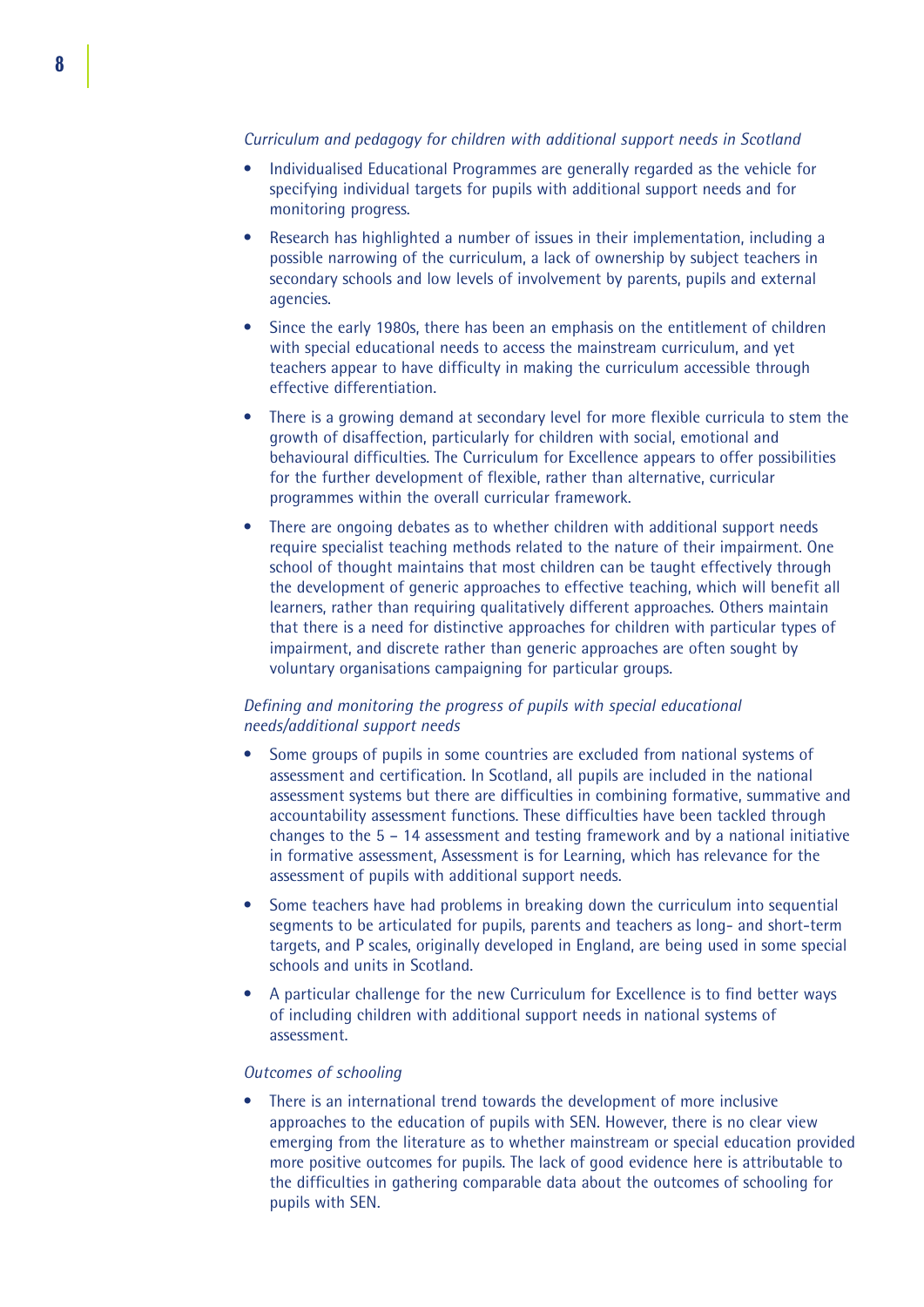*Curriculum and pedagogy for children with additional support needs in Scotland*

- Individualised Educational Programmes are generally regarded as the vehicle for specifying individual targets for pupils with additional support needs and for monitoring progress.
- Research has highlighted a number of issues in their implementation, including a possible narrowing of the curriculum, a lack of ownership by subject teachers in secondary schools and low levels of involvement by parents, pupils and external agencies.
- Since the early 1980s, there has been an emphasis on the entitlement of children with special educational needs to access the mainstream curriculum, and yet teachers appear to have difficulty in making the curriculum accessible through effective differentiation.
- There is a growing demand at secondary level for more flexible curricula to stem the growth of disaffection, particularly for children with social, emotional and behavioural difficulties. The Curriculum for Excellence appears to offer possibilities for the further development of flexible, rather than alternative, curricular programmes within the overall curricular framework.
- There are ongoing debates as to whether children with additional support needs require specialist teaching methods related to the nature of their impairment. One school of thought maintains that most children can be taught effectively through the development of generic approaches to effective teaching, which will benefit all learners, rather than requiring qualitatively different approaches. Others maintain that there is a need for distinctive approaches for children with particular types of impairment, and discrete rather than generic approaches are often sought by voluntary organisations campaigning for particular groups.

*Defining and monitoring the progress of pupils with special educational needs/additional support needs*

- Some groups of pupils in some countries are excluded from national systems of assessment and certification. In Scotland, all pupils are included in the national assessment systems but there are difficulties in combining formative, summative and accountability assessment functions. These difficulties have been tackled through changes to the 5 – 14 assessment and testing framework and by a national initiative in formative assessment, Assessment is for Learning, which has relevance for the assessment of pupils with additional support needs.
- Some teachers have had problems in breaking down the curriculum into sequential segments to be articulated for pupils, parents and teachers as long- and short-term targets, and P scales, originally developed in England, are being used in some special schools and units in Scotland.
- A particular challenge for the new Curriculum for Excellence is to find better ways of including children with additional support needs in national systems of assessment.

*Outcomes of schooling*

- There is an international trend towards the development of more inclusive approaches to the education of pupils with SEN. However, there is no clear view emerging from the literature as to whether mainstream or special education provided more positive outcomes for pupils. The lack of good evidence here is attributable to the difficulties in gathering comparable data about the outcomes of schooling for pupils with SEN.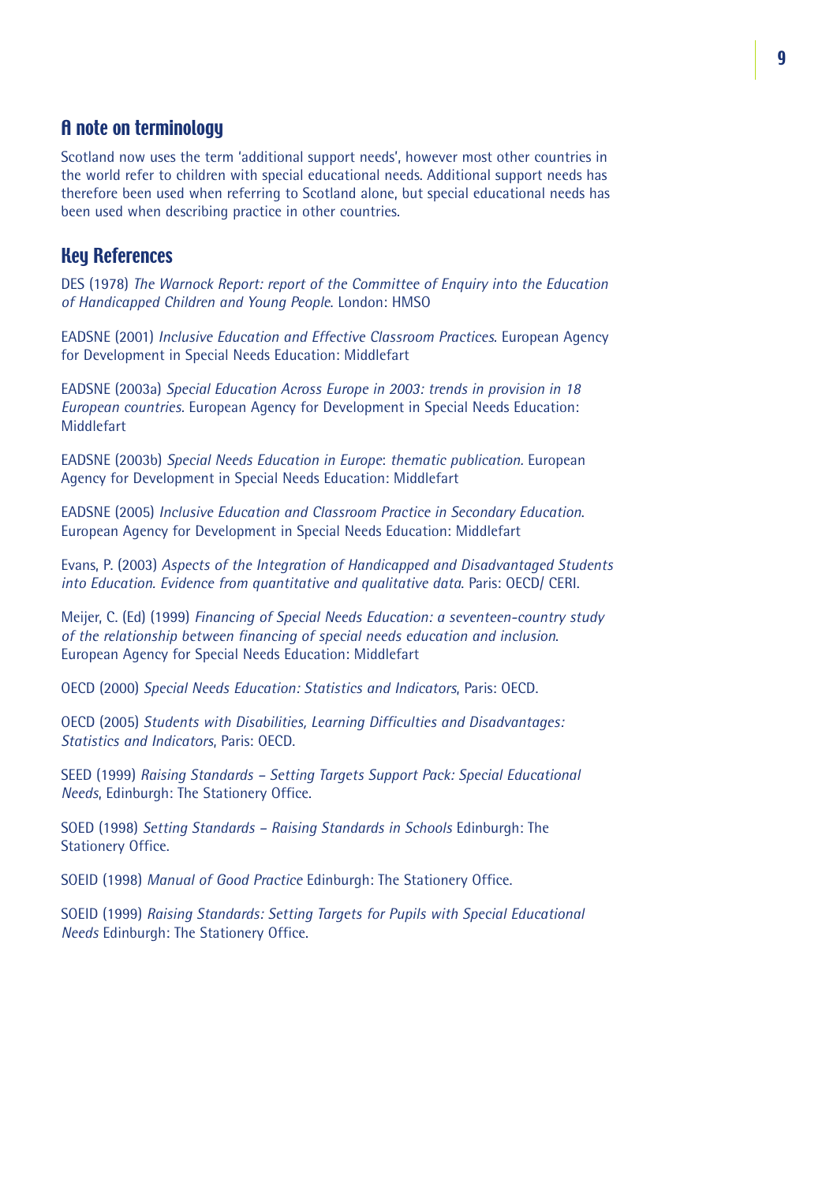## A note on terminology

Scotland now uses the term 'additional support needs', however most other countries in the world refer to children with special educational needs. Additional support needs has therefore been used when referring to Scotland alone, but special educational needs has been used when describing practice in other countries.

## Key References

DES (1978) *The Warnock Report: report of the Committee of Enquiry into the Education of Handicapped Children and Young People*. London: HMSO

EADSNE (2001) *Inclusive Education and Effective Classroom Practices*. European Agency for Development in Special Needs Education: Middlefart

EADSNE (2003a) *Special Education Across Europe in 2003: trends in provision in 18 European countries*. European Agency for Development in Special Needs Education: Middlefart

EADSNE (2003b) *Special Needs Education in Europe*: *thematic publication.* European Agency for Development in Special Needs Education: Middlefart

EADSNE (2005) *Inclusive Education and Classroom Practice in Secondary Education.* European Agency for Development in Special Needs Education: Middlefart

Evans, P. (2003) *Aspects of the Integration of Handicapped and Disadvantaged Students into Education. Evidence from quantitative and qualitative data*. Paris: OECD/ CERI.

Meijer, C. (Ed) (1999) *Financing of Special Needs Education: a seventeen-country study of the relationship between financing of special needs education and inclusion*. European Agency for Special Needs Education: Middlefart

OECD (2000) *Special Needs Education: Statistics and Indicators*, Paris: OECD.

OECD (2005) *Students with Disabilities, Learning Difficulties and Disadvantages: Statistics and Indicators*, Paris: OECD.

SEED (1999) *Raising Standards – Setting Targets Support Pack: Special Educational Needs*, Edinburgh: The Stationery Office.

SOED (1998) *Setting Standards – Raising Standards in Schools* Edinburgh: The Stationery Office.

SOEID (1998) *Manual of Good Practice* Edinburgh: The Stationery Office.

SOEID (1999) *Raising Standards: Setting Targets for Pupils with Special Educational Needs* Edinburgh: The Stationery Office.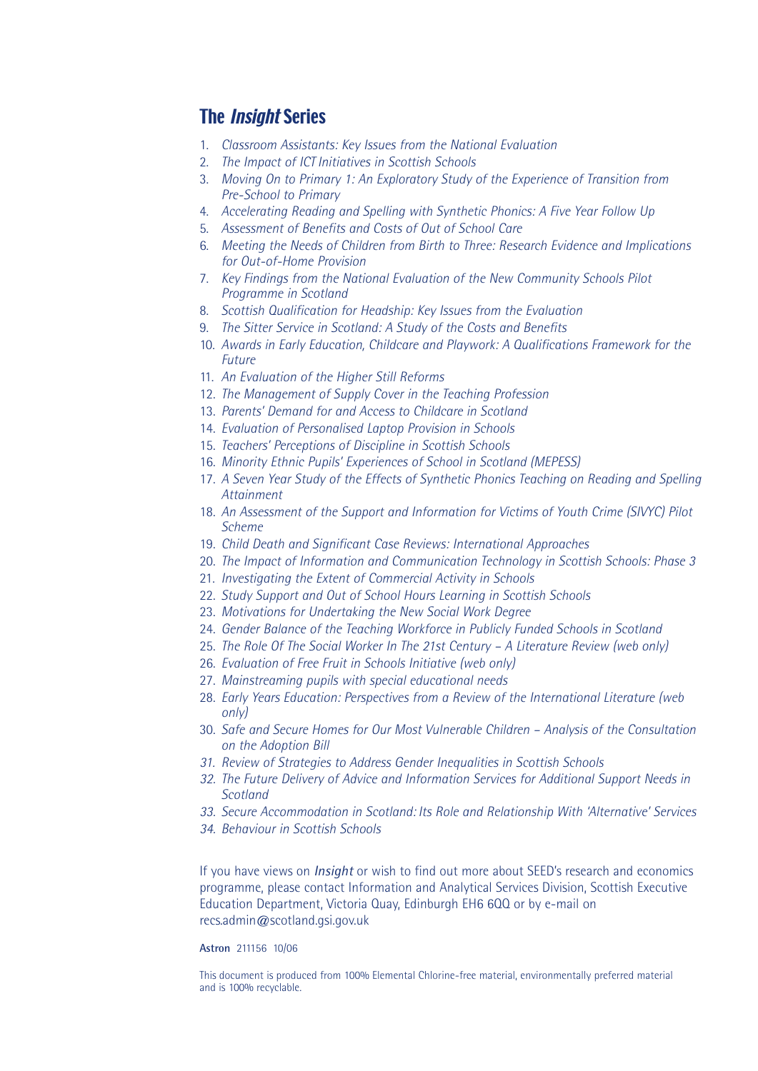## The *Insight* Series

1. *Classroom Assistants: Key Issues from the National Evaluation*
2. *The Impact of ICT Initiatives in Scottish Schools*
3. *Moving On to Primary 1: An Exploratory Study of the Experience of Transition from Pre-School to Primary*
4. *Accelerating Reading and Spelling with Synthetic Phonics: A Five Year Follow Up*
5. *Assessment of Benefits and Costs of Out of School Care*
6. *Meeting the Needs of Children from Birth to Three: Research Evidence and Implications for Out-of-Home Provision*
7. *Key Findings from the National Evaluation of the New Community Schools Pilot Programme in Scotland*
8. *Scottish Qualification for Headship: Key Issues from the Evaluation*
9. *The Sitter Service in Scotland: A Study of the Costs and Benefits*
10. *Awards in Early Education, Childcare and Playwork: A Qualifications Framework for the Future*
11. *An Evaluation of the Higher Still Reforms*
12. *The Management of Supply Cover in the Teaching Profession*
13. *Parents' Demand for and Access to Childcare in Scotland*
14. *Evaluation of Personalised Laptop Provision in Schools*
15. *Teachers' Perceptions of Discipline in Scottish Schools*
16. *Minority Ethnic Pupils' Experiences of School in Scotland (MEPESS)*
17. *A Seven Year Study of the Effects of Synthetic Phonics Teaching on Reading and Spelling Attainment*
18. *An Assessment of the Support and Information for Victims of Youth Crime (SIVYC) Pilot Scheme*
19. *Child Death and Significant Case Reviews: International Approaches*
20. *The Impact of Information and Communication Technology in Scottish Schools: Phase 3*
21. *Investigating the Extent of Commercial Activity in Schools*
22. *Study Support and Out of School Hours Learning in Scottish Schools*
23. *Motivations for Undertaking the New Social Work Degree*
24. *Gender Balance of the Teaching Workforce in Publicly Funded Schools in Scotland*
25. *The Role Of The Social Worker In The 21st Century – A Literature Review (web only)*
26. *Evaluation of Free Fruit in Schools Initiative (web only)*
27. *Mainstreaming pupils with special educational needs*
28. *Early Years Education: Perspectives from a Review of the International Literature (web only)*

30. *Safe and Secure Homes for Our Most Vulnerable Children – Analysis of the Consultation on the Adoption Bill*
31. *Review of Strategies to Address Gender Inequalities in Scottish Schools*
32. *The Future Delivery of Advice and Information Services for Additional Support Needs in Scotland*
33. *Secure Accommodation in Scotland: Its Role and Relationship With 'Alternative' Services*
34. *Behaviour in Scottish Schools*

If you have views on *Insight* or wish to find out more about SEED's research and economics programme, please contact Information and Analytical Services Division, Scottish Executive Education Department, Victoria Quay, Edinburgh EH6 6QQ or by e-mail on recs.admin@scotland.gsi.gov.uk

**Astron** 211156 10/06

This document is produced from 100% Elemental Chlorine-free material, environmentally preferred material and is 100% recyclable.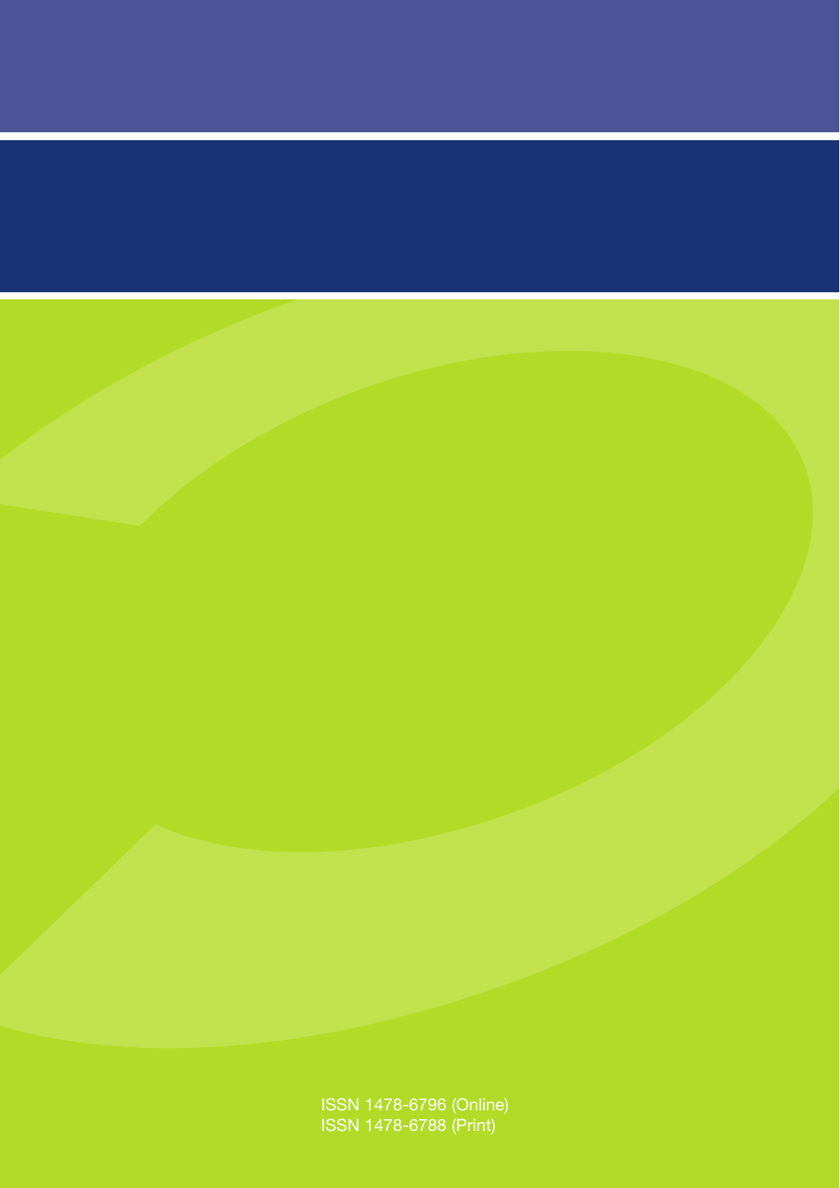ISSN 1478-6796 (Online)
ISSN 1478-6788 (Print)